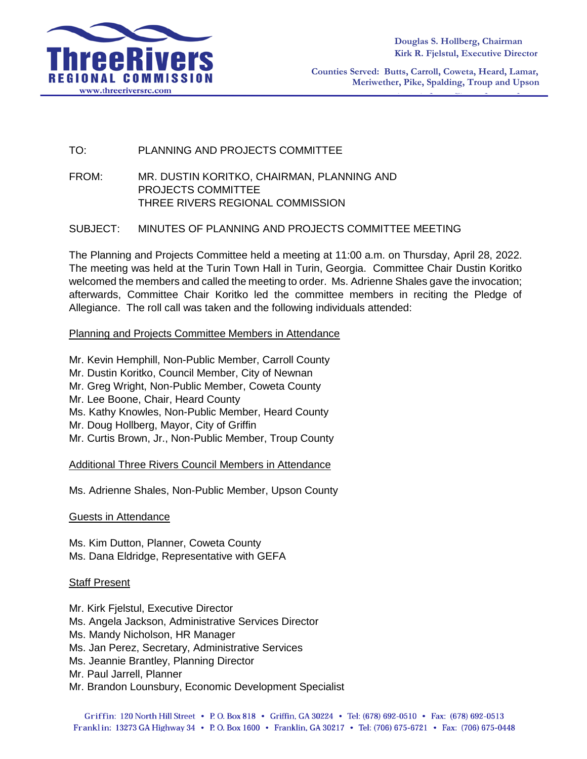**ThreeRivers REGIONAL COMMISSION**
www.threeriversrc.com

Douglas S. Hollberg, Chairman
Kirk R. Fjelstul, Executive Director

Counties Served: Butts, Carroll, Coweta, Heard, Lamar, Meriwether, Pike, Spalding, Troup and Upson

TO: PLANNING AND PROJECTS COMMITTEE

FROM: MR. DUSTIN KORITKO, CHAIRMAN, PLANNING AND PROJECTS COMMITTEE
THREE RIVERS REGIONAL COMMISSION

SUBJECT: MINUTES OF PLANNING AND PROJECTS COMMITTEE MEETING

The Planning and Projects Committee held a meeting at 11:00 a.m. on Thursday, April 28, 2022. The meeting was held at the Turin Town Hall in Turin, Georgia. Committee Chair Dustin Koritko welcomed the members and called the meeting to order. Ms. Adrienne Shales gave the invocation; afterwards, Committee Chair Koritko led the committee members in reciting the Pledge of Allegiance. The roll call was taken and the following individuals attended:

Planning and Projects Committee Members in Attendance

Mr. Kevin Hemphill, Non-Public Member, Carroll County
Mr. Dustin Koritko, Council Member, City of Newnan
Mr. Greg Wright, Non-Public Member, Coweta County
Mr. Lee Boone, Chair, Heard County
Ms. Kathy Knowles, Non-Public Member, Heard County
Mr. Doug Hollberg, Mayor, City of Griffin
Mr. Curtis Brown, Jr., Non-Public Member, Troup County

Additional Three Rivers Council Members in Attendance

Ms. Adrienne Shales, Non-Public Member, Upson County

Guests in Attendance

Ms. Kim Dutton, Planner, Coweta County
Ms. Dana Eldridge, Representative with GEFA

Staff Present

Mr. Kirk Fjelstul, Executive Director
Ms. Angela Jackson, Administrative Services Director
Ms. Mandy Nicholson, HR Manager
Ms. Jan Perez, Secretary, Administrative Services
Ms. Jeannie Brantley, Planning Director
Mr. Paul Jarrell, Planner
Mr. Brandon Lounsbury, Economic Development Specialist

Griffin: 120 North Hill Street • P. O. Box 818 • Griffin, GA 30224 • Tel: (678) 692-0510 • Fax: (678) 692-0513
Franklin: 13273 GA Highway 34 • P. O. Box 1600 • Franklin, GA 30217 • Tel: (706) 675-6721 • Fax: (706) 675-0448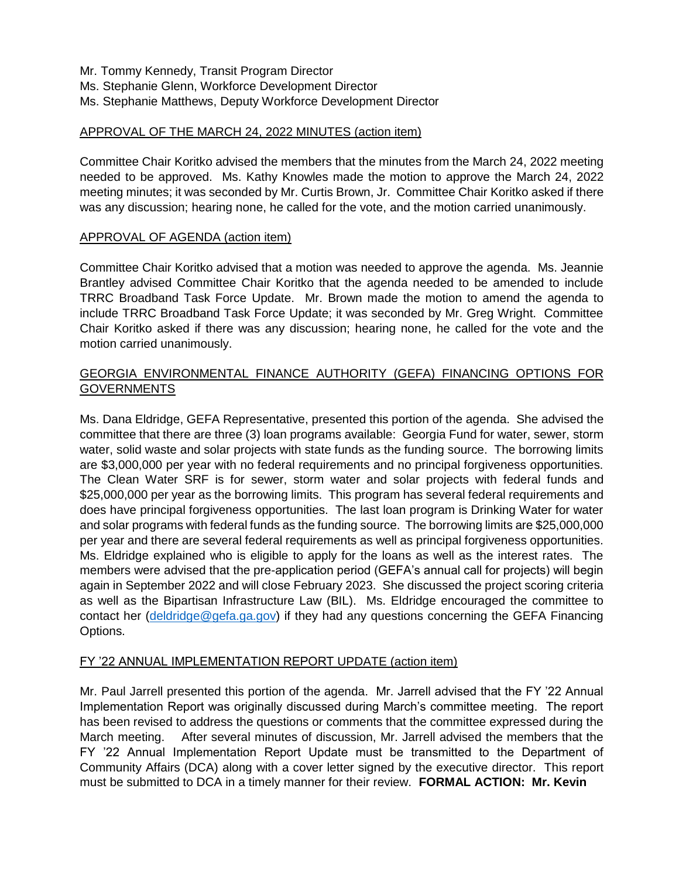Mr. Tommy Kennedy, Transit Program Director
Ms. Stephanie Glenn, Workforce Development Director
Ms. Stephanie Matthews, Deputy Workforce Development Director

<u>APPROVAL OF THE MARCH 24, 2022 MINUTES (action item)</u>

Committee Chair Koritko advised the members that the minutes from the March 24, 2022 meeting needed to be approved. Ms. Kathy Knowles made the motion to approve the March 24, 2022 meeting minutes; it was seconded by Mr. Curtis Brown, Jr. Committee Chair Koritko asked if there was any discussion; hearing none, he called for the vote, and the motion carried unanimously.

<u>APPROVAL OF AGENDA (action item)</u>

Committee Chair Koritko advised that a motion was needed to approve the agenda. Ms. Jeannie Brantley advised Committee Chair Koritko that the agenda needed to be amended to include TRRC Broadband Task Force Update. Mr. Brown made the motion to amend the agenda to include TRRC Broadband Task Force Update; it was seconded by Mr. Greg Wright. Committee Chair Koritko asked if there was any discussion; hearing none, he called for the vote and the motion carried unanimously.

<u>GEORGIA ENVIRONMENTAL FINANCE AUTHORITY (GEFA) FINANCING OPTIONS FOR GOVERNMENTS</u>

Ms. Dana Eldridge, GEFA Representative, presented this portion of the agenda. She advised the committee that there are three (3) loan programs available: Georgia Fund for water, sewer, storm water, solid waste and solar projects with state funds as the funding source. The borrowing limits are $3,000,000 per year with no federal requirements and no principal forgiveness opportunities. The Clean Water SRF is for sewer, storm water and solar projects with federal funds and $25,000,000 per year as the borrowing limits. This program has several federal requirements and does have principal forgiveness opportunities. The last loan program is Drinking Water for water and solar programs with federal funds as the funding source. The borrowing limits are $25,000,000 per year and there are several federal requirements as well as principal forgiveness opportunities. Ms. Eldridge explained who is eligible to apply for the loans as well as the interest rates. The members were advised that the pre-application period (GEFA's annual call for projects) will begin again in September 2022 and will close February 2023. She discussed the project scoring criteria as well as the Bipartisan Infrastructure Law (BIL). Ms. Eldridge encouraged the committee to contact her (deldridge@gefa.ga.gov) if they had any questions concerning the GEFA Financing Options.

<u>FY '22 ANNUAL IMPLEMENTATION REPORT UPDATE (action item)</u>

Mr. Paul Jarrell presented this portion of the agenda. Mr. Jarrell advised that the FY '22 Annual Implementation Report was originally discussed during March's committee meeting. The report has been revised to address the questions or comments that the committee expressed during the March meeting. After several minutes of discussion, Mr. Jarrell advised the members that the FY '22 Annual Implementation Report Update must be transmitted to the Department of Community Affairs (DCA) along with a cover letter signed by the executive director. This report must be submitted to DCA in a timely manner for their review. **FORMAL ACTION: Mr. Kevin**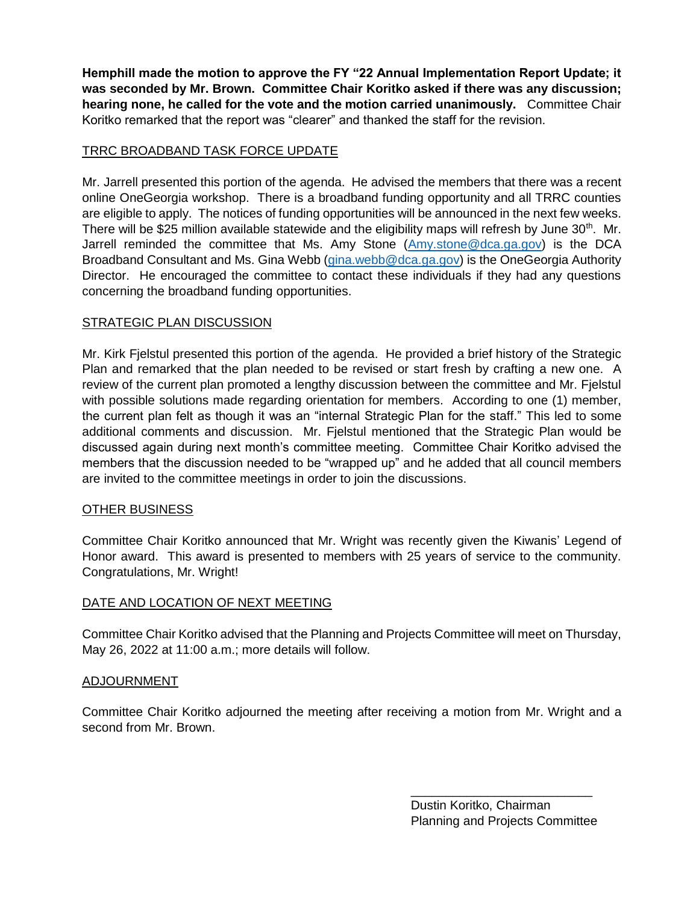**Hemphill made the motion to approve the FY "22 Annual Implementation Report Update; it was seconded by Mr. Brown. Committee Chair Koritko asked if there was any discussion; hearing none, he called for the vote and the motion carried unanimously.** Committee Chair Koritko remarked that the report was "clearer" and thanked the staff for the revision.

## TRRC BROADBAND TASK FORCE UPDATE

Mr. Jarrell presented this portion of the agenda. He advised the members that there was a recent online OneGeorgia workshop. There is a broadband funding opportunity and all TRRC counties are eligible to apply. The notices of funding opportunities will be announced in the next few weeks. There will be $25 million available statewide and the eligibility maps will refresh by June 30th. Mr. Jarrell reminded the committee that Ms. Amy Stone (Amy.stone@dca.ga.gov) is the DCA Broadband Consultant and Ms. Gina Webb (gina.webb@dca.ga.gov) is the OneGeorgia Authority Director. He encouraged the committee to contact these individuals if they had any questions concerning the broadband funding opportunities.

## STRATEGIC PLAN DISCUSSION

Mr. Kirk Fjelstul presented this portion of the agenda. He provided a brief history of the Strategic Plan and remarked that the plan needed to be revised or start fresh by crafting a new one. A review of the current plan promoted a lengthy discussion between the committee and Mr. Fjelstul with possible solutions made regarding orientation for members. According to one (1) member, the current plan felt as though it was an "internal Strategic Plan for the staff." This led to some additional comments and discussion. Mr. Fjelstul mentioned that the Strategic Plan would be discussed again during next month's committee meeting. Committee Chair Koritko advised the members that the discussion needed to be "wrapped up" and he added that all council members are invited to the committee meetings in order to join the discussions.

## OTHER BUSINESS

Committee Chair Koritko announced that Mr. Wright was recently given the Kiwanis' Legend of Honor award. This award is presented to members with 25 years of service to the community. Congratulations, Mr. Wright!

## DATE AND LOCATION OF NEXT MEETING

Committee Chair Koritko advised that the Planning and Projects Committee will meet on Thursday, May 26, 2022 at 11:00 a.m.; more details will follow.

## ADJOURNMENT

Committee Chair Koritko adjourned the meeting after receiving a motion from Mr. Wright and a second from Mr. Brown.

\_\_\_\_\_\_\_\_\_\_\_\_\_\_\_\_\_\_\_\_\_\_\_\_\_\_\_

Dustin Koritko, Chairman
Planning and Projects Committee